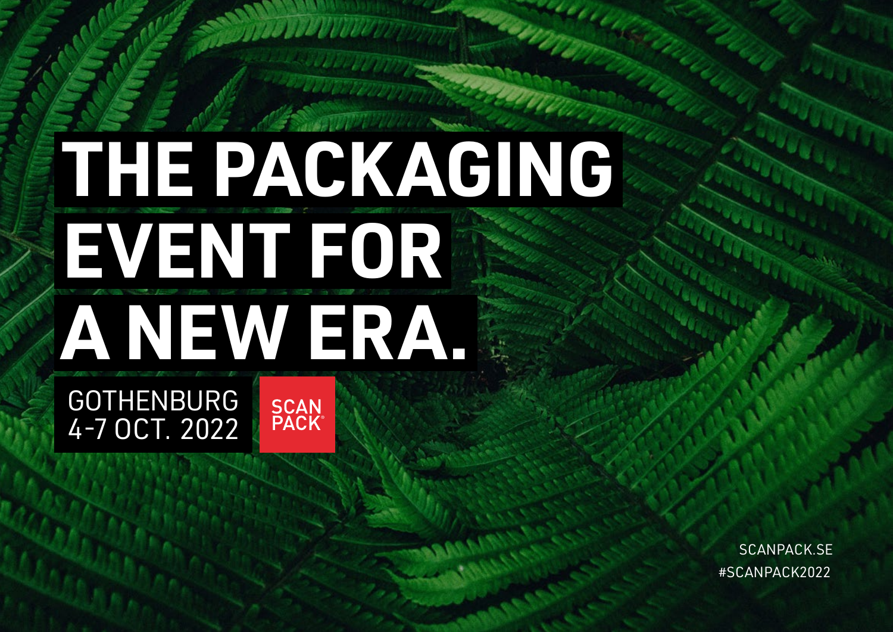# THE PACKAGING EVENT FOR A NEW ERA.

GOTHENBURG
4-7 OCT. 2022

SCAN PACK®

SCANPACK.SE
#SCANPACK2022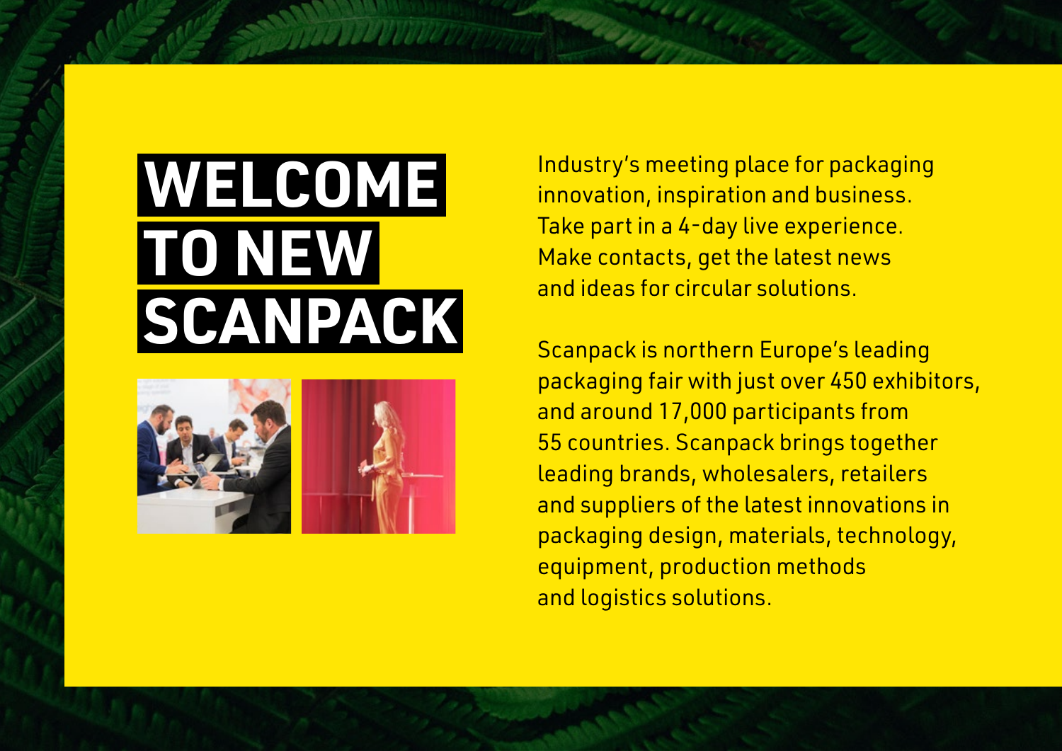# WELCOME TO NEW SCANPACK

Industry's meeting place for packaging innovation, inspiration and business. Take part in a 4-day live experience. Make contacts, get the latest news and ideas for circular solutions.

Scanpack is northern Europe's leading packaging fair with just over 450 exhibitors, and around 17,000 participants from 55 countries. Scanpack brings together leading brands, wholesalers, retailers and suppliers of the latest innovations in packaging design, materials, technology, equipment, production methods and logistics solutions.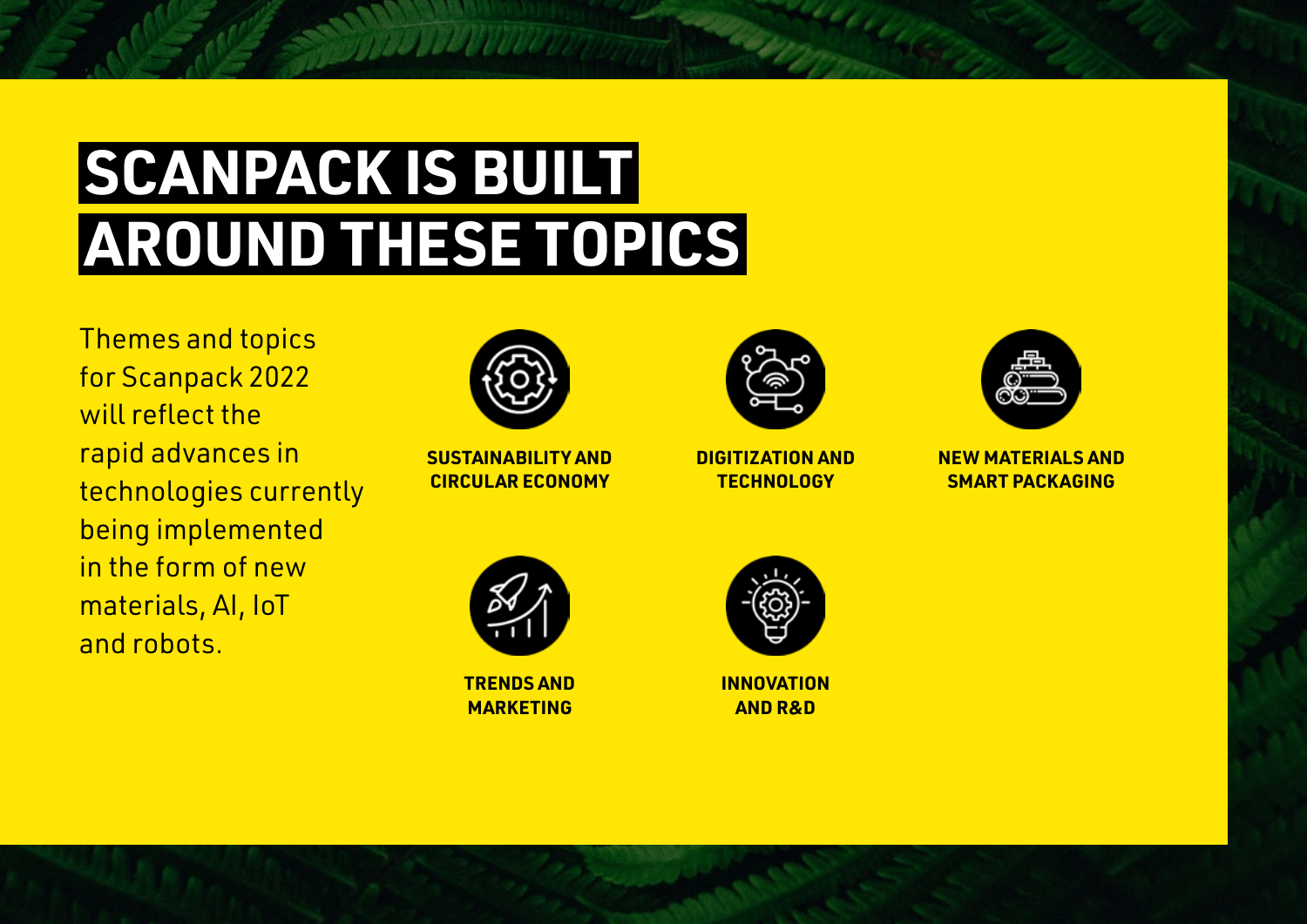# SCANPACK IS BUILT AROUND THESE TOPICS

Themes and topics for Scanpack 2022 will reflect the rapid advances in technologies currently being implemented in the form of new materials, AI, IoT and robots.

**SUSTAINABILITY AND CIRCULAR ECONOMY**

**DIGITIZATION AND TECHNOLOGY**

**NEW MATERIALS AND SMART PACKAGING**

**TRENDS AND MARKETING**

**INNOVATION AND R&D**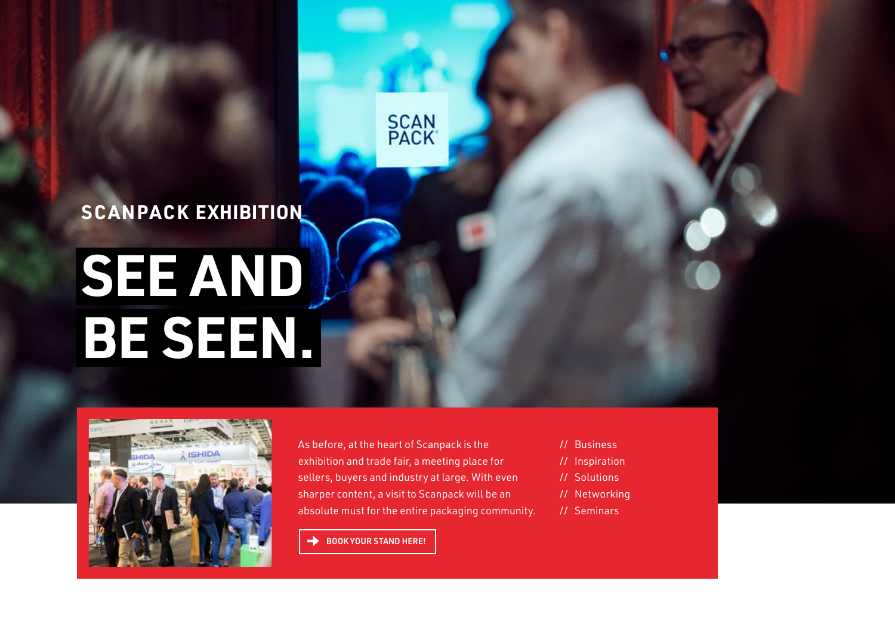## SCANPACK EXHIBITION

# SEE AND BE SEEN.

As before, at the heart of Scanpack is the exhibition and trade fair, a meeting place for sellers, buyers and industry at large. With even sharper content, a visit to Scanpack will be an absolute must for the entire packaging community.

BOOK YOUR STAND HERE!

// Business
// Inspiration
// Solutions
// Networking
// Seminars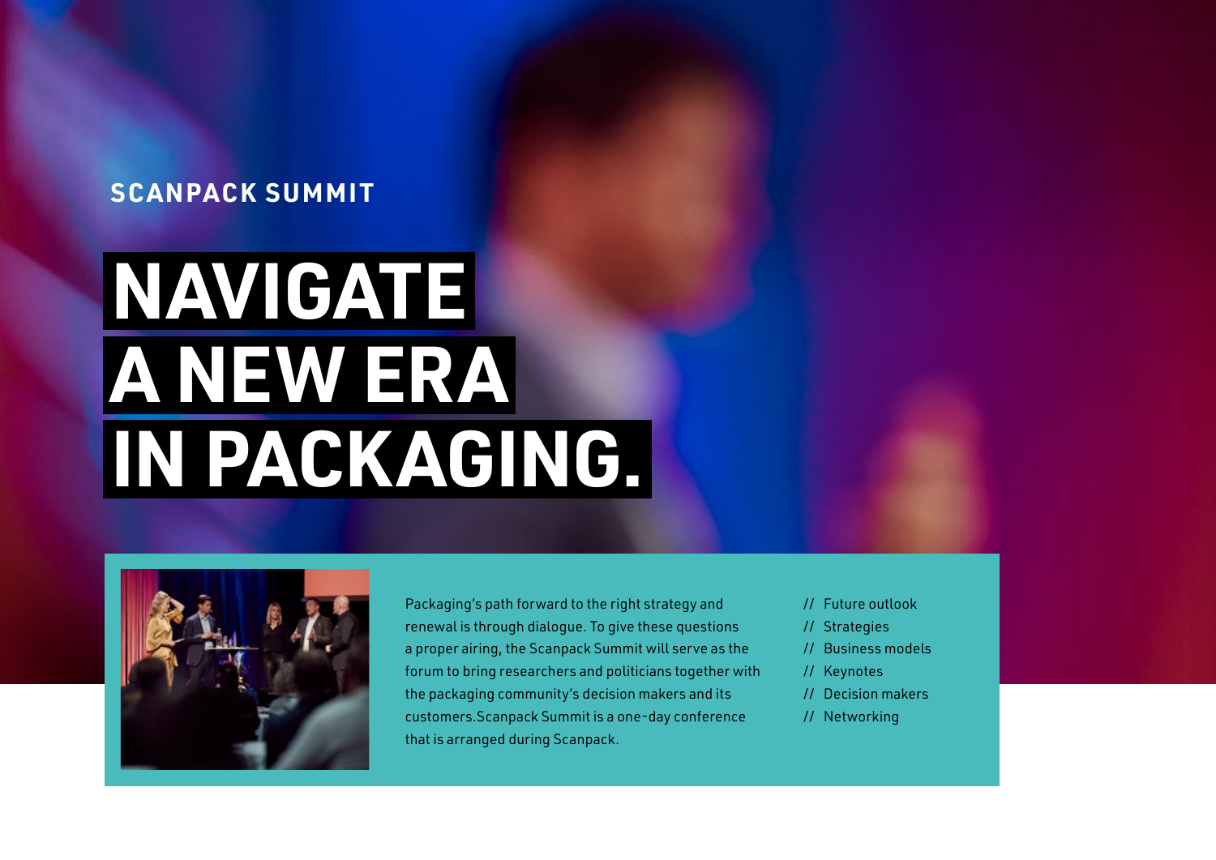**SCANPACK SUMMIT**

# NAVIGATE A NEW ERA IN PACKAGING.

Packaging's path forward to the right strategy and renewal is through dialogue. To give these questions a proper airing, the Scanpack Summit will serve as the forum to bring researchers and politicians together with the packaging community's decision makers and its customers.Scanpack Summit is a one-day conference that is arranged during Scanpack.

// Future outlook
// Strategies
// Business models
// Keynotes
// Decision makers
// Networking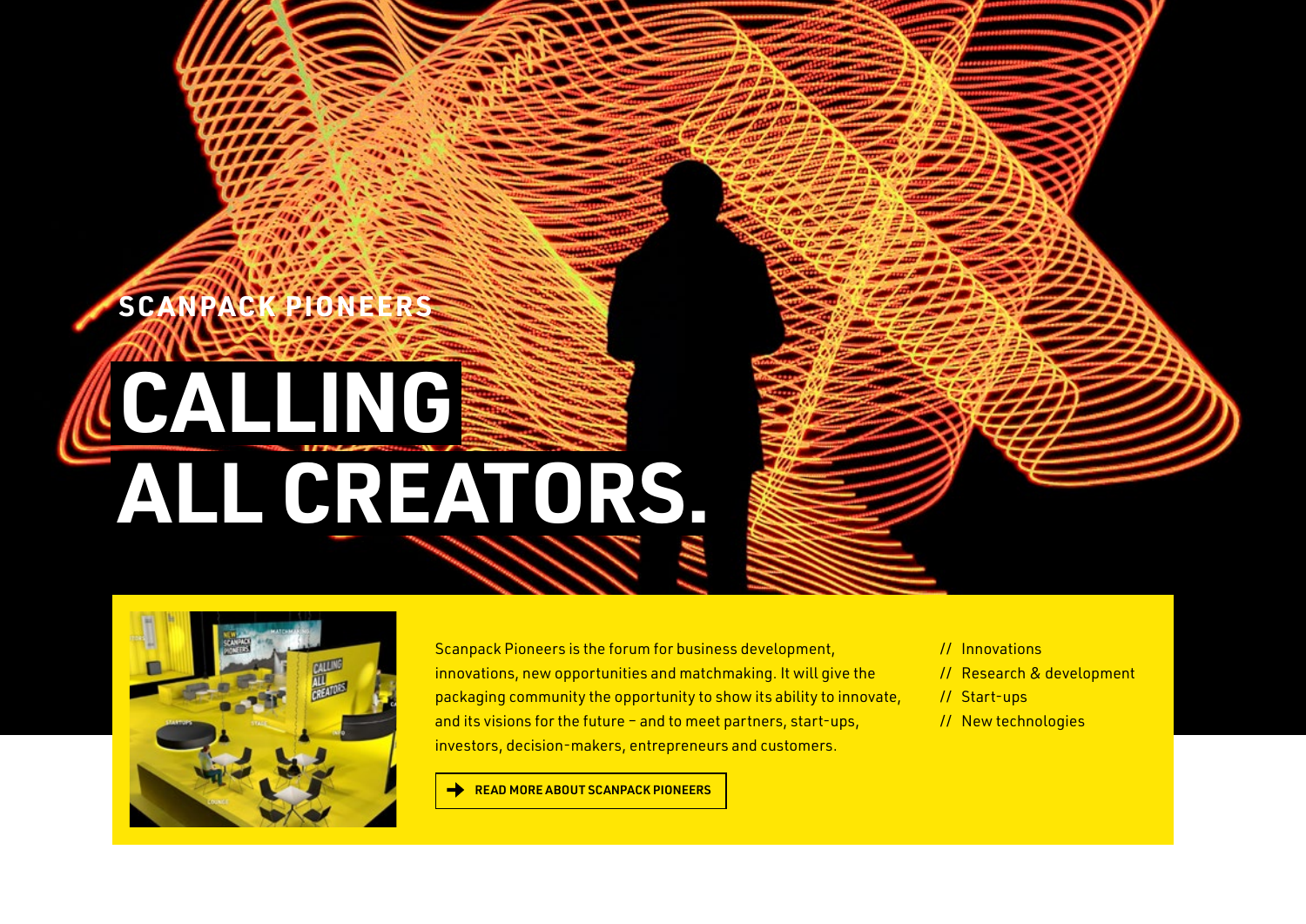SCANPACK PIONEERS

# CALLING ALL CREATORS.

Scanpack Pioneers is the forum for business development, innovations, new opportunities and matchmaking. It will give the packaging community the opportunity to show its ability to innovate, and its visions for the future – and to meet partners, start-ups, investors, decision-makers, entrepreneurs and customers.

**READ MORE ABOUT SCANPACK PIONEERS**

// Innovations
// Research & development
// Start-ups
// New technologies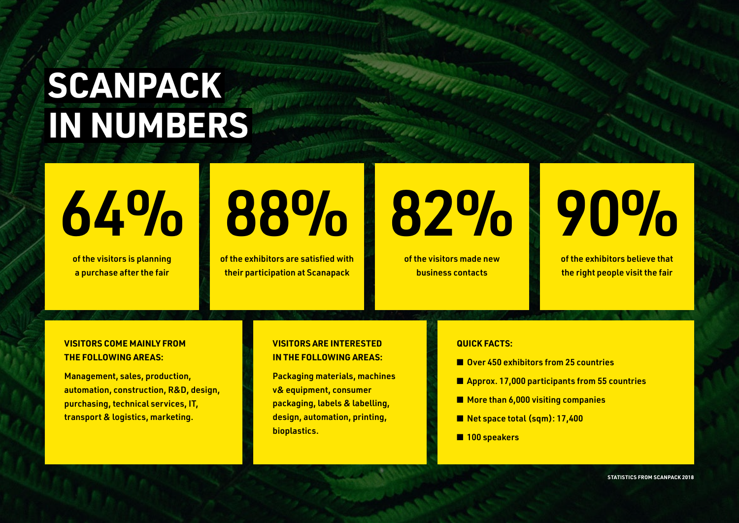# SCANPACK IN NUMBERS

**64%**

of the visitors is planning a purchase after the fair

**88%**

of the exhibitors are satisfied with their participation at Scanapack

**82%**

of the visitors made new business contacts

**90%**

of the exhibitors believe that the right people visit the fair

**VISITORS COME MAINLY FROM THE FOLLOWING AREAS:**

Management, sales, production, automation, construction, R&D, design, purchasing, technical services, IT, transport & logistics, marketing.

**VISITORS ARE INTERESTED IN THE FOLLOWING AREAS:**

Packaging materials, machines v& equipment, consumer packaging, labels & labelling, design, automation, printing, bioplastics.

**QUICK FACTS:**

- Over 450 exhibitors from 25 countries
- Approx. 17,000 participants from 55 countries
- More than 6,000 visiting companies
- Net space total (sqm): 17,400
- 100 speakers

STATISTICS FROM SCANPACK 2018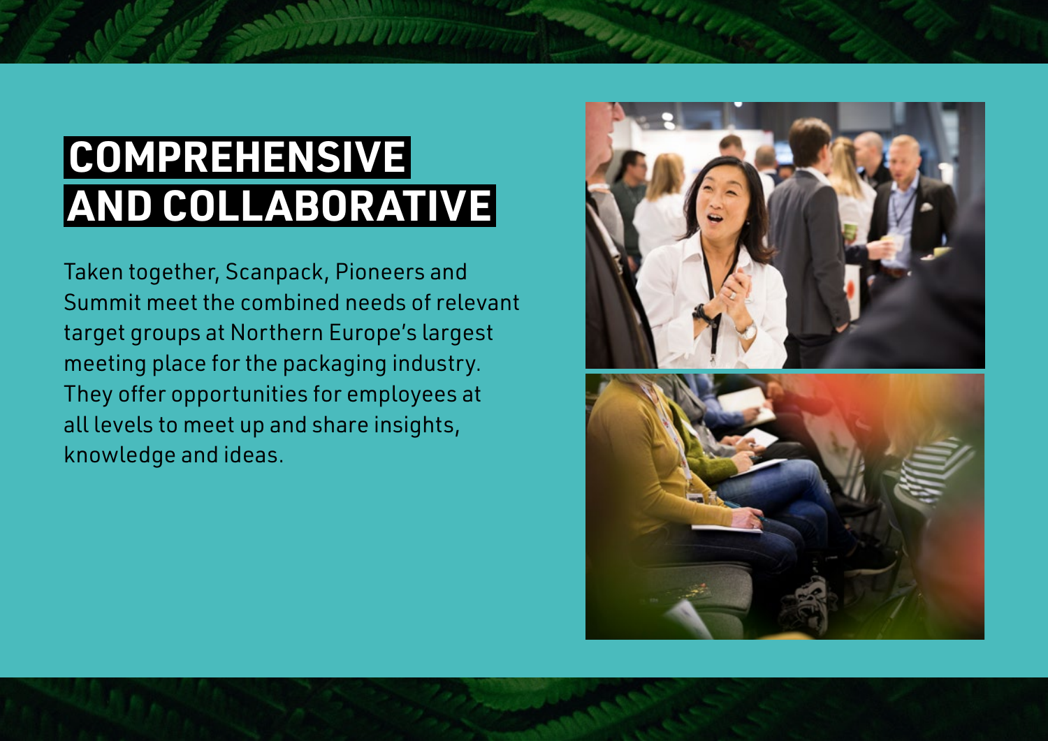# COMPREHENSIVE AND COLLABORATIVE

Taken together, Scanpack, Pioneers and Summit meet the combined needs of relevant target groups at Northern Europe's largest meeting place for the packaging industry. They offer opportunities for employees at all levels to meet up and share insights, knowledge and ideas.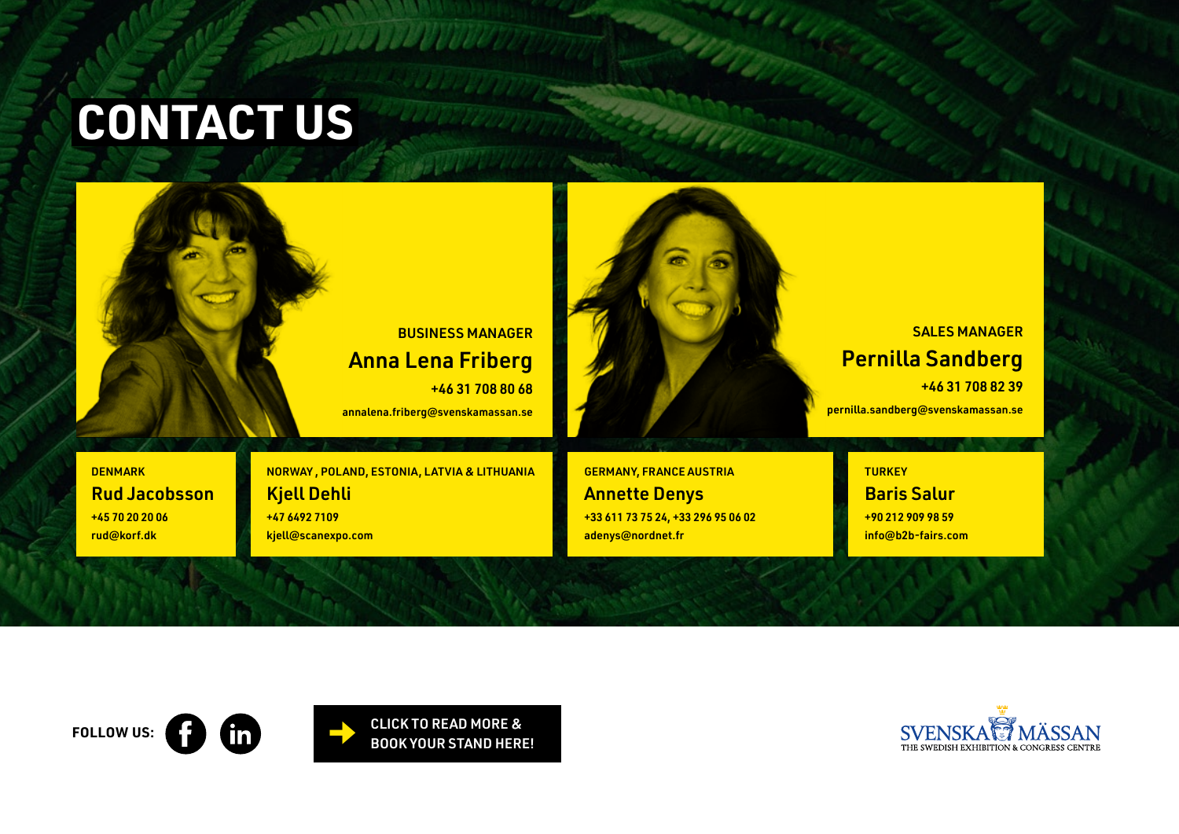# CONTACT US

BUSINESS MANAGER
**Anna Lena Friberg**
+46 31 708 80 68
annalena.friberg@svenskamassan.se

SALES MANAGER
**Pernilla Sandberg**
+46 31 708 82 39
pernilla.sandberg@svenskamassan.se

DENMARK
**Rud Jacobsson**
+45 70 20 20 06
rud@korf.dk

NORWAY , POLAND, ESTONIA, LATVIA & LITHUANIA
**Kjell Dehli**
+47 6492 7109
kjell@scanexpo.com

GERMANY, FRANCE AUSTRIA
**Annette Denys**
+33 611 73 75 24, +33 296 95 06 02
adenys@nordnet.fr

TURKEY
**Baris Salur**
+90 212 909 98 59
info@b2b-fairs.com

**FOLLOW US:**

**CLICK TO READ MORE & BOOK YOUR STAND HERE!**

SVENSKA MÄSSAN
THE SWEDISH EXHIBITION & CONGRESS CENTRE